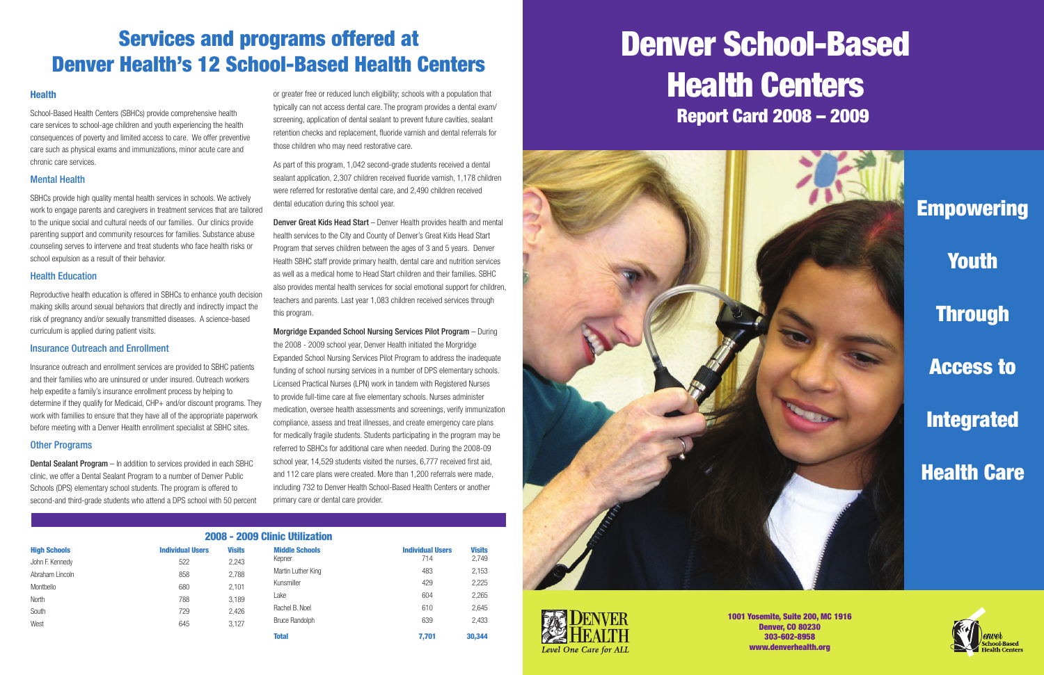# Services and programs offered at Denver Health's 12 School-Based Health Centers

### Health

School-Based Health Centers (SBHCs) provide comprehensive health care services to school-age children and youth experiencing the health consequences of poverty and limited access to care. We offer preventive care such as physical exams and immunizations, minor acute care and chronic care services.

### Mental Health

SBHCs provide high quality mental health services in schools. We actively work to engage parents and caregivers in treatment services that are tailored to the unique social and cultural needs of our families. Our clinics provide parenting support and community resources for families. Substance abuse counseling serves to intervene and treat students who face health risks or school expulsion as a result of their behavior.

### Health Education

Reproductive health education is offered in SBHCs to enhance youth decision making skills around sexual behaviors that directly and indirectly impact the risk of pregnancy and/or sexually transmitted diseases. A science-based curriculum is applied during patient visits.

### Insurance Outreach and Enrollment

Insurance outreach and enrollment services are provided to SBHC patients and their families who are uninsured or under insured. Outreach workers help expedite a family's insurance enrollment process by helping to determine if they qualify for Medicaid, CHP+ and/or discount programs. They work with families to ensure that they have all of the appropriate paperwork before meeting with a Denver Health enrollment specialist at SBHC sites.

### Other Programs

**Dental Sealant Program** – In addition to services provided in each SBHC clinic, we offer a Dental Sealant Program to a number of Denver Public Schools (DPS) elementary school students. The program is offered to second-and third-grade students who attend a DPS school with 50 percent or greater free or reduced lunch eligibility; schools with a population that typically can not access dental care. The program provides a dental exam/screening, application of dental sealant to prevent future cavities, sealant retention checks and replacement, fluoride varnish and dental referrals for those children who may need restorative care.

As part of this program, 1,042 second-grade students received a dental sealant application, 2,307 children received fluoride varnish, 1,178 children were referred for restorative dental care, and 2,490 children received dental education during this school year.

**Denver Great Kids Head Start** – Denver Health provides health and mental health services to the City and County of Denver's Great Kids Head Start Program that serves children between the ages of 3 and 5 years. Denver Health SBHC staff provide primary health, dental care and nutrition services as well as a medical home to Head Start children and their families. SBHC also provides mental health services for social emotional support for children, teachers and parents. Last year 1,083 children received services through this program.

**Morgridge Expanded School Nursing Services Pilot Program** – During the 2008 - 2009 school year, Denver Health initiated the Morgridge Expanded School Nursing Services Pilot Program to address the inadequate funding of school nursing services in a number of DPS elementary schools. Licensed Practical Nurses (LPN) work in tandem with Registered Nurses to provide full-time care at five elementary schools. Nurses administer medication, oversee health assessments and screenings, verify immunization compliance, assess and treat illnesses, and create emergency care plans for medically fragile students. Students participating in the program may be referred to SBHCs for additional care when needed. During the 2008-09 school year, 14,529 students visited the nurses, 6,777 received first aid, and 112 care plans were created. More than 1,200 referrals were made, including 732 to Denver Health School-Based Health Centers or another primary care or dental care provider.

### 2008 - 2009 Clinic Utilization

| High Schools | Individual Users | Visits | Middle Schools | Individual Users | Visits |
|---|---|---|---|---|---|
| John F. Kennedy | 522 | 2,243 | Kepner | 714 | 2,749 |
| Abraham Lincoln | 858 | 2,788 | Martin Luther King | 483 | 2,153 |
| Montbello | 680 | 2,101 | Kunsmiller | 429 | 2,225 |
| North | 788 | 3,189 | Lake | 604 | 2,265 |
| South | 729 | 2,426 | Rachel B. Noel | 610 | 2,645 |
| West | 645 | 3,127 | Bruce Randolph | 639 | 2,433 |
| | | | **Total** | **7,701** | **30,344** |

# Denver School-Based Health Centers

## Report Card 2008 – 2009

**Empowering Youth Through Access to Integrated Health Care**

Denver Health – Level One Care for ALL

1001 Yosemite, Suite 200, MC 1916
Denver, CO 80230
303-602-8958
www.denverhealth.org

Denver School-Based Health Centers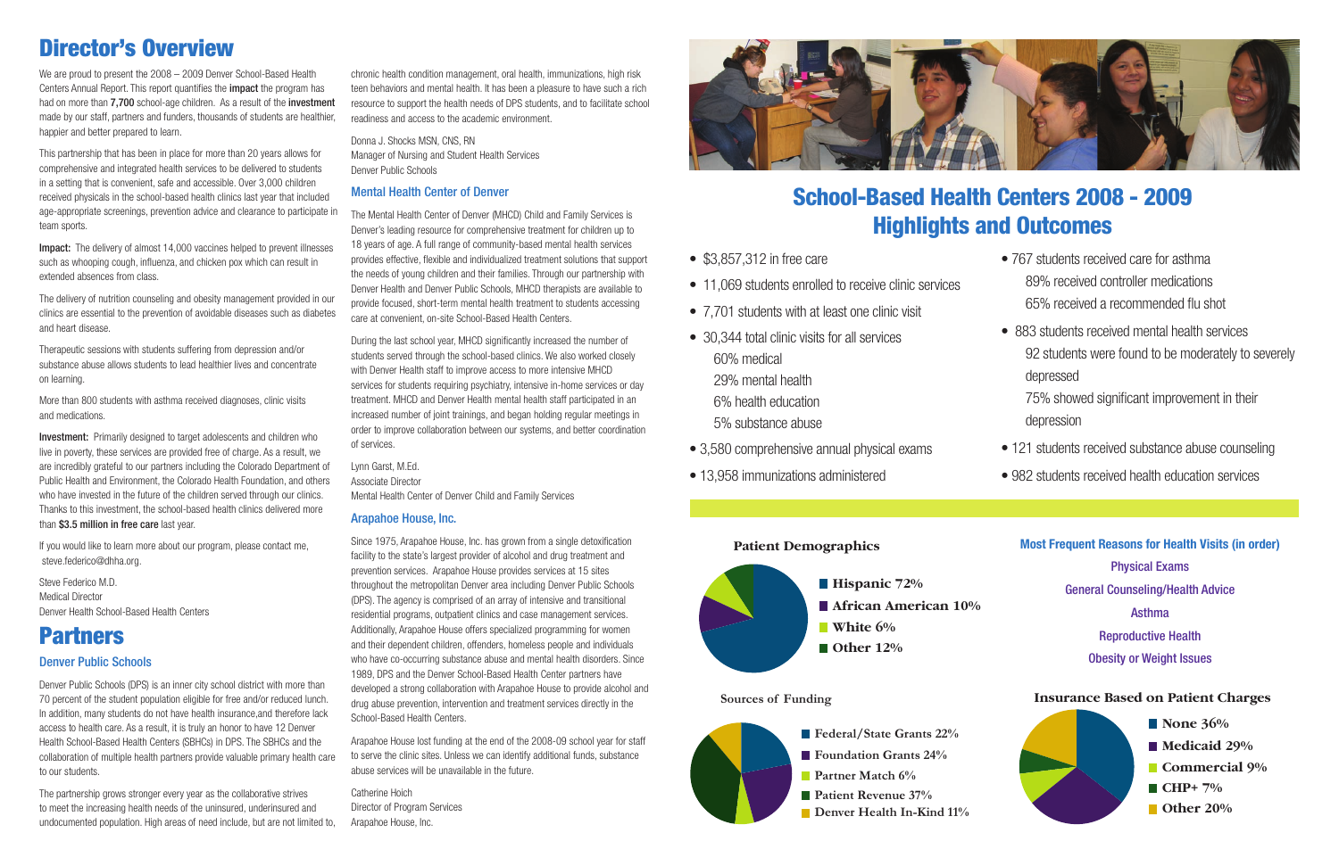# Director's Overview

We are proud to present the 2008 – 2009 Denver School-Based Health Centers Annual Report. This report quantifies the **impact** the program has had on more than **7,700** school-age children. As a result of the **investment** made by our staff, partners and funders, thousands of students are healthier, happier and better prepared to learn.

This partnership that has been in place for more than 20 years allows for comprehensive and integrated health services to be delivered to students in a setting that is convenient, safe and accessible. Over 3,000 children received physicals in the school-based health clinics last year that included age-appropriate screenings, prevention advice and clearance to participate in team sports.

**Impact:** The delivery of almost 14,000 vaccines helped to prevent illnesses such as whooping cough, influenza, and chicken pox which can result in extended absences from class.

The delivery of nutrition counseling and obesity management provided in our clinics are essential to the prevention of avoidable diseases such as diabetes and heart disease.

Therapeutic sessions with students suffering from depression and/or substance abuse allows students to lead healthier lives and concentrate on learning.

More than 800 students with asthma received diagnoses, clinic visits and medications.

**Investment:** Primarily designed to target adolescents and children who live in poverty, these services are provided free of charge. As a result, we are incredibly grateful to our partners including the Colorado Department of Public Health and Environment, the Colorado Health Foundation, and others who have invested in the future of the children served through our clinics. Thanks to this investment, the school-based health clinics delivered more than **$3.5 million in free care** last year.

If you would like to learn more about our program, please contact me, steve.federico@dhha.org.

Steve Federico M.D.
Medical Director
Denver Health School-Based Health Centers

# Partners

## Denver Public Schools

Denver Public Schools (DPS) is an inner city school district with more than 70 percent of the student population eligible for free and/or reduced lunch. In addition, many students do not have health insurance,and therefore lack access to health care. As a result, it is truly an honor to have 12 Denver Health School-Based Health Centers (SBHCs) in DPS. The SBHCs and the collaboration of multiple health partners provide valuable primary health care to our students.

The partnership grows stronger every year as the collaborative strives to meet the increasing health needs of the uninsured, underinsured and undocumented population. High areas of need include, but are not limited to, chronic health condition management, oral health, immunizations, high risk teen behaviors and mental health. It has been a pleasure to have such a rich resource to support the health needs of DPS students, and to facilitate school readiness and access to the academic environment.

Donna J. Shocks MSN, CNS, RN
Manager of Nursing and Student Health Services
Denver Public Schools

## Mental Health Center of Denver

The Mental Health Center of Denver (MHCD) Child and Family Services is Denver's leading resource for comprehensive treatment for children up to 18 years of age. A full range of community-based mental health services provides effective, flexible and individualized treatment solutions that support the needs of young children and their families. Through our partnership with Denver Health and Denver Public Schools, MHCD therapists are available to provide focused, short-term mental health treatment to students accessing care at convenient, on-site School-Based Health Centers.

During the last school year, MHCD significantly increased the number of students served through the school-based clinics. We also worked closely with Denver Health staff to improve access to more intensive MHCD services for students requiring psychiatry, intensive in-home services or day treatment. MHCD and Denver Health mental health staff participated in an increased number of joint trainings, and began holding regular meetings in order to improve collaboration between our systems, and better coordination of services.

Lynn Garst, M.Ed.
Associate Director
Mental Health Center of Denver Child and Family Services

## Arapahoe House, Inc.

Since 1975, Arapahoe House, Inc. has grown from a single detoxification facility to the state's largest provider of alcohol and drug treatment and prevention services. Arapahoe House provides services at 15 sites throughout the metropolitan Denver area including Denver Public Schools (DPS). The agency is comprised of an array of intensive and transitional residential programs, outpatient clinics and case management services. Additionally, Arapahoe House offers specialized programming for women and their dependent children, offenders, homeless people and individuals who have co-occurring substance abuse and mental health disorders. Since 1989, DPS and the Denver School-Based Health Center partners have developed a strong collaboration with Arapahoe House to provide alcohol and drug abuse prevention, intervention and treatment services directly in the School-Based Health Centers.

Arapahoe House lost funding at the end of the 2008-09 school year for staff to serve the clinic sites. Unless we can identify additional funds, substance abuse services will be unavailable in the future.

Catherine Hoich
Director of Program Services
Arapahoe House, Inc.

# School-Based Health Centers 2008 - 2009 Highlights and Outcomes

- $3,857,312 in free care
- 11,069 students enrolled to receive clinic services
- 7,701 students with at least one clinic visit
- 30,344 total clinic visits for all services
  - 60% medical
  - 29% mental health
  - 6% health education
  - 5% substance abuse
- 3,580 comprehensive annual physical exams
- 13,958 immunizations administered
- 767 students received care for asthma
  - 89% received controller medications
  - 65% received a recommended flu shot
- 883 students received mental health services
  - 92 students were found to be moderately to severely depressed
  - 75% showed significant improvement in their depression
- 121 students received substance abuse counseling
- 982 students received health education services

**Patient Demographics**

Hispanic 72%
African American 10%
White 6%
Other 12%

**Sources of Funding**

Federal/State Grants 22%
Foundation Grants 24%
Partner Match 6%
Patient Revenue 37%
Denver Health In-Kind 11%

**Most Frequent Reasons for Health Visits (in order)**

Physical Exams
General Counseling/Health Advice
Asthma
Reproductive Health
Obesity or Weight Issues

**Insurance Based on Patient Charges**

None 36%
Medicaid 29%
Commercial 9%
CHP+ 7%
Other 20%